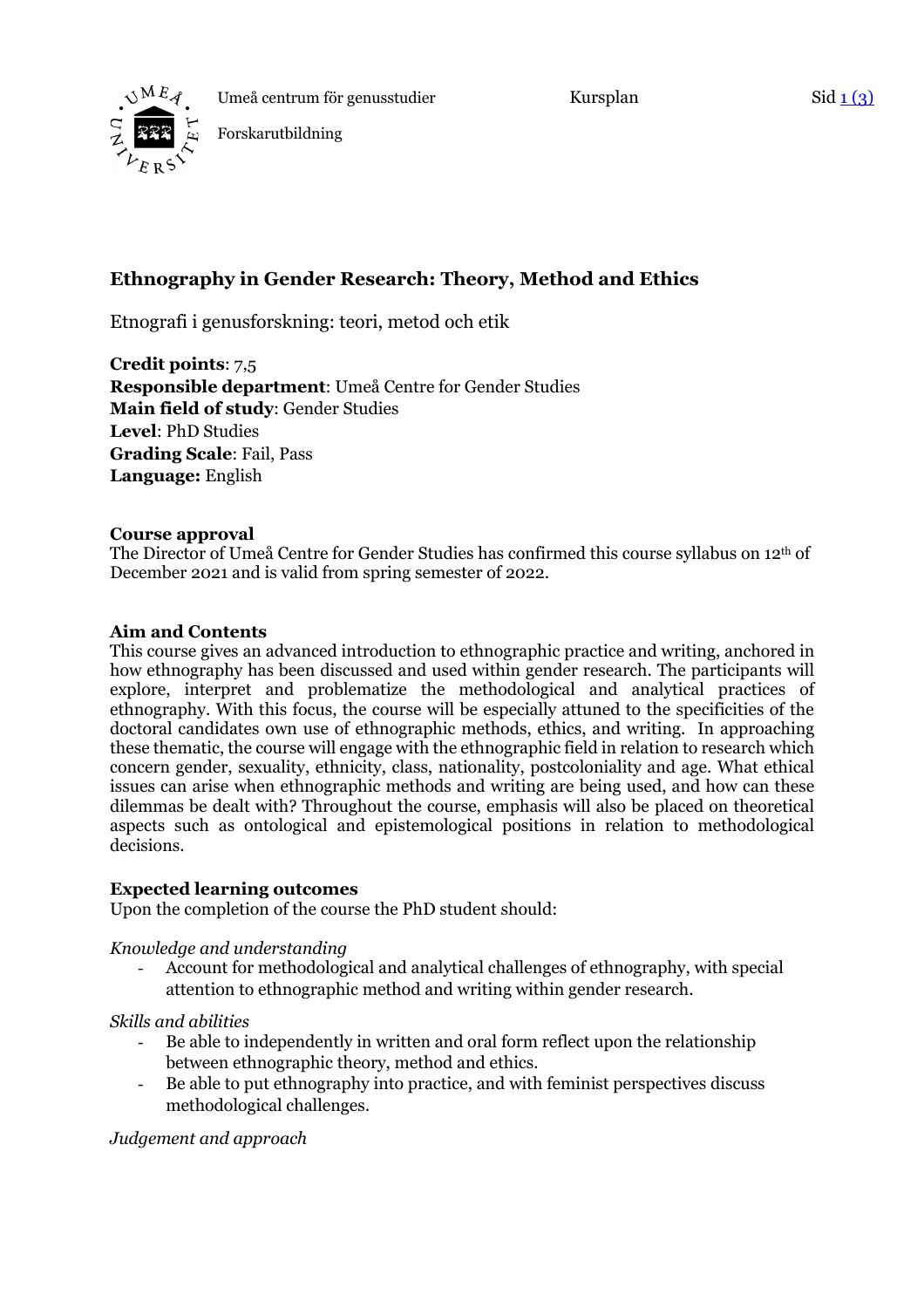# Ethnography in Gender Research: Theory, Method and Ethics

Etnografi i genusforskning: teori, metod och etik

**Credit points**: 7,5
**Responsible department**: Umeå Centre for Gender Studies
**Main field of study**: Gender Studies
**Level**: PhD Studies
**Grading Scale**: Fail, Pass
**Language:** English

## Course approval

The Director of Umeå Centre for Gender Studies has confirmed this course syllabus on 12th of December 2021 and is valid from spring semester of 2022.

## Aim and Contents

This course gives an advanced introduction to ethnographic practice and writing, anchored in how ethnography has been discussed and used within gender research. The participants will explore, interpret and problematize the methodological and analytical practices of ethnography. With this focus, the course will be especially attuned to the specificities of the doctoral candidates own use of ethnographic methods, ethics, and writing. In approaching these thematic, the course will engage with the ethnographic field in relation to research which concern gender, sexuality, ethnicity, class, nationality, postcoloniality and age. What ethical issues can arise when ethnographic methods and writing are being used, and how can these dilemmas be dealt with? Throughout the course, emphasis will also be placed on theoretical aspects such as ontological and epistemological positions in relation to methodological decisions.

## Expected learning outcomes

Upon the completion of the course the PhD student should:

*Knowledge and understanding*

- Account for methodological and analytical challenges of ethnography, with special attention to ethnographic method and writing within gender research.

*Skills and abilities*

- Be able to independently in written and oral form reflect upon the relationship between ethnographic theory, method and ethics.
- Be able to put ethnography into practice, and with feminist perspectives discuss methodological challenges.

*Judgement and approach*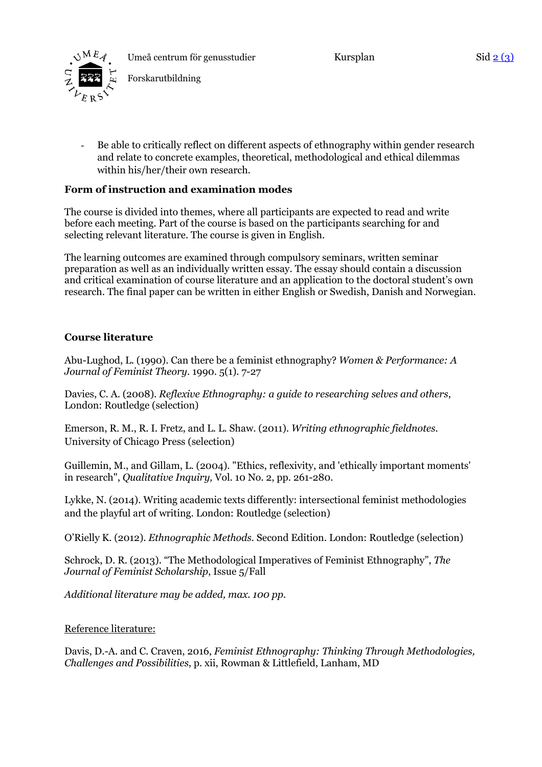- Be able to critically reflect on different aspects of ethnography within gender research and relate to concrete examples, theoretical, methodological and ethical dilemmas within his/her/their own research.

**Form of instruction and examination modes**

The course is divided into themes, where all participants are expected to read and write before each meeting. Part of the course is based on the participants searching for and selecting relevant literature. The course is given in English.

The learning outcomes are examined through compulsory seminars, written seminar preparation as well as an individually written essay. The essay should contain a discussion and critical examination of course literature and an application to the doctoral student's own research. The final paper can be written in either English or Swedish, Danish and Norwegian.

**Course literature**

Abu-Lughod, L. (1990). Can there be a feminist ethnography? *Women & Performance: A Journal of Feminist Theory*. 1990. 5(1). 7-27

Davies, C. A. (2008). *Reflexive Ethnography: a guide to researching selves and others*, London: Routledge (selection)

Emerson, R. M., R. I. Fretz, and L. L. Shaw. (2011). *Writing ethnographic fieldnotes*. University of Chicago Press (selection)

Guillemin, M., and Gillam, L. (2004). "Ethics, reflexivity, and 'ethically important moments' in research", *Qualitative Inquiry,* Vol. 10 No. 2, pp. 261-280.

Lykke, N. (2014). Writing academic texts differently: intersectional feminist methodologies and the playful art of writing. London: Routledge (selection)

O'Rielly K. (2012). *Ethnographic Methods*. Second Edition. London: Routledge (selection)

Schrock, D. R. (2013). "The Methodological Imperatives of Feminist Ethnography", *The Journal of Feminist Scholarship*, Issue 5/Fall

*Additional literature may be added, max. 100 pp.*

Reference literature:

Davis, D.-A. and C. Craven, 2016, *Feminist Ethnography: Thinking Through Methodologies, Challenges and Possibilities*, p. xii, Rowman & Littlefield, Lanham, MD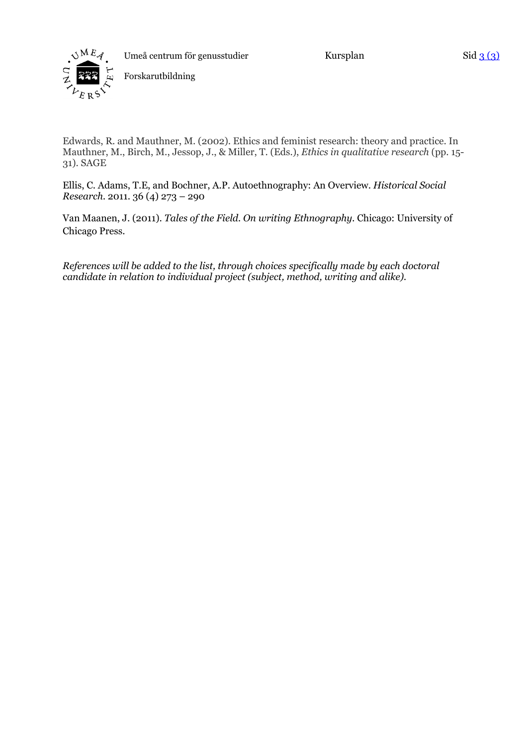Edwards, R. and Mauthner, M. (2002). Ethics and feminist research: theory and practice. In Mauthner, M., Birch, M., Jessop, J., & Miller, T. (Eds.), *Ethics in qualitative research* (pp. 15-31). SAGE

Ellis, C. Adams, T.E, and Bochner, A.P. Autoethnography: An Overview. *Historical Social Research.* 2011. 36 (4) 273 – 290

Van Maanen, J. (2011). *Tales of the Field. On writing Ethnography*. Chicago: University of Chicago Press.

*References will be added to the list, through choices specifically made by each doctoral candidate in relation to individual project (subject, method, writing and alike).*